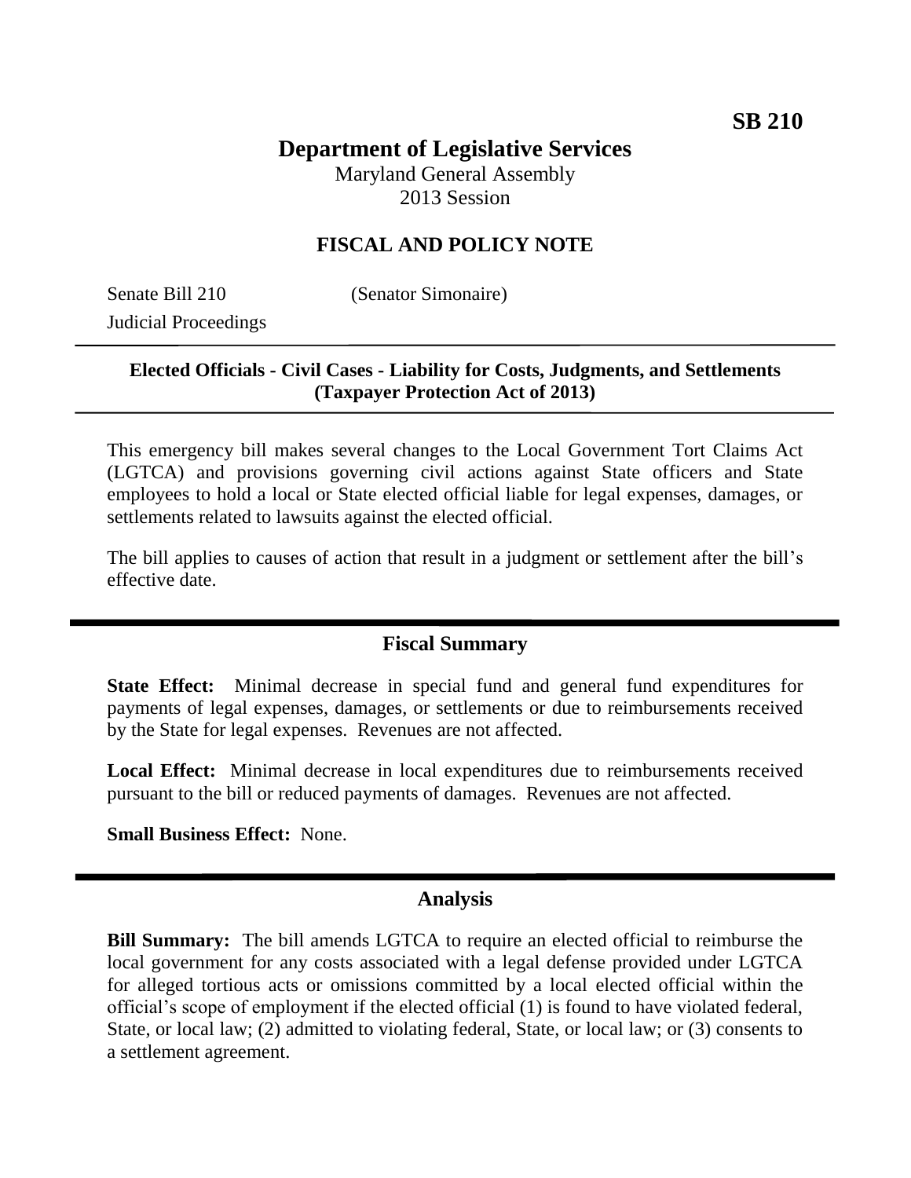**SB 210**

# Department of Legislative Services

Maryland General Assembly
2013 Session

## FISCAL AND POLICY NOTE

Senate Bill 210 (Senator Simonaire)
Judicial Proceedings

---

**Elected Officials - Civil Cases - Liability for Costs, Judgments, and Settlements (Taxpayer Protection Act of 2013)**

---

This emergency bill makes several changes to the Local Government Tort Claims Act (LGTCA) and provisions governing civil actions against State officers and State employees to hold a local or State elected official liable for legal expenses, damages, or settlements related to lawsuits against the elected official.

The bill applies to causes of action that result in a judgment or settlement after the bill's effective date.

## Fiscal Summary

**State Effect:** Minimal decrease in special fund and general fund expenditures for payments of legal expenses, damages, or settlements or due to reimbursements received by the State for legal expenses. Revenues are not affected.

**Local Effect:** Minimal decrease in local expenditures due to reimbursements received pursuant to the bill or reduced payments of damages. Revenues are not affected.

**Small Business Effect:** None.

## Analysis

**Bill Summary:** The bill amends LGTCA to require an elected official to reimburse the local government for any costs associated with a legal defense provided under LGTCA for alleged tortious acts or omissions committed by a local elected official within the official's scope of employment if the elected official (1) is found to have violated federal, State, or local law; (2) admitted to violating federal, State, or local law; or (3) consents to a settlement agreement.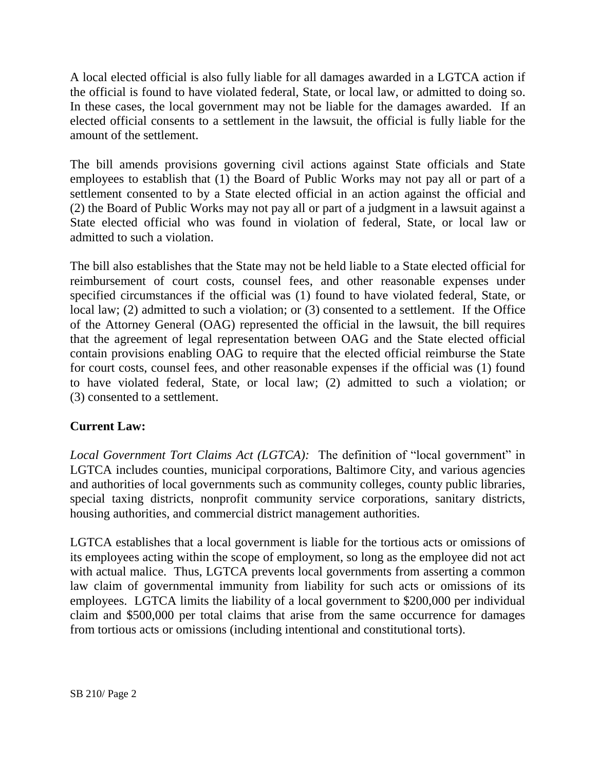A local elected official is also fully liable for all damages awarded in a LGTCA action if the official is found to have violated federal, State, or local law, or admitted to doing so. In these cases, the local government may not be liable for the damages awarded. If an elected official consents to a settlement in the lawsuit, the official is fully liable for the amount of the settlement.

The bill amends provisions governing civil actions against State officials and State employees to establish that (1) the Board of Public Works may not pay all or part of a settlement consented to by a State elected official in an action against the official and (2) the Board of Public Works may not pay all or part of a judgment in a lawsuit against a State elected official who was found in violation of federal, State, or local law or admitted to such a violation.

The bill also establishes that the State may not be held liable to a State elected official for reimbursement of court costs, counsel fees, and other reasonable expenses under specified circumstances if the official was (1) found to have violated federal, State, or local law; (2) admitted to such a violation; or (3) consented to a settlement. If the Office of the Attorney General (OAG) represented the official in the lawsuit, the bill requires that the agreement of legal representation between OAG and the State elected official contain provisions enabling OAG to require that the elected official reimburse the State for court costs, counsel fees, and other reasonable expenses if the official was (1) found to have violated federal, State, or local law; (2) admitted to such a violation; or (3) consented to a settlement.

**Current Law:**

*Local Government Tort Claims Act (LGTCA):* The definition of "local government" in LGTCA includes counties, municipal corporations, Baltimore City, and various agencies and authorities of local governments such as community colleges, county public libraries, special taxing districts, nonprofit community service corporations, sanitary districts, housing authorities, and commercial district management authorities.

LGTCA establishes that a local government is liable for the tortious acts or omissions of its employees acting within the scope of employment, so long as the employee did not act with actual malice. Thus, LGTCA prevents local governments from asserting a common law claim of governmental immunity from liability for such acts or omissions of its employees. LGTCA limits the liability of a local government to $200,000 per individual claim and $500,000 per total claims that arise from the same occurrence for damages from tortious acts or omissions (including intentional and constitutional torts).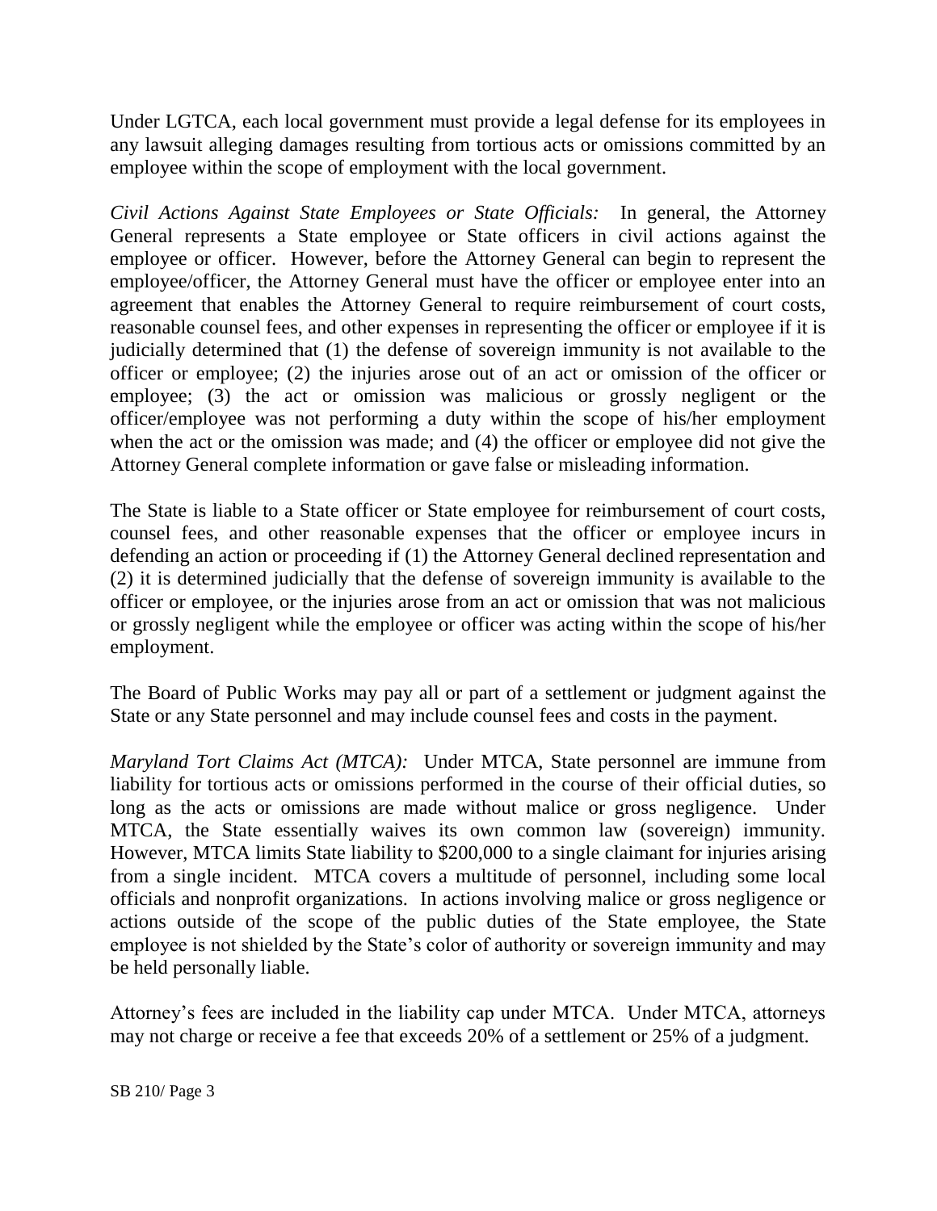Under LGTCA, each local government must provide a legal defense for its employees in any lawsuit alleging damages resulting from tortious acts or omissions committed by an employee within the scope of employment with the local government.

*Civil Actions Against State Employees or State Officials:* In general, the Attorney General represents a State employee or State officers in civil actions against the employee or officer. However, before the Attorney General can begin to represent the employee/officer, the Attorney General must have the officer or employee enter into an agreement that enables the Attorney General to require reimbursement of court costs, reasonable counsel fees, and other expenses in representing the officer or employee if it is judicially determined that (1) the defense of sovereign immunity is not available to the officer or employee; (2) the injuries arose out of an act or omission of the officer or employee; (3) the act or omission was malicious or grossly negligent or the officer/employee was not performing a duty within the scope of his/her employment when the act or the omission was made; and (4) the officer or employee did not give the Attorney General complete information or gave false or misleading information.

The State is liable to a State officer or State employee for reimbursement of court costs, counsel fees, and other reasonable expenses that the officer or employee incurs in defending an action or proceeding if (1) the Attorney General declined representation and (2) it is determined judicially that the defense of sovereign immunity is available to the officer or employee, or the injuries arose from an act or omission that was not malicious or grossly negligent while the employee or officer was acting within the scope of his/her employment.

The Board of Public Works may pay all or part of a settlement or judgment against the State or any State personnel and may include counsel fees and costs in the payment.

*Maryland Tort Claims Act (MTCA):* Under MTCA, State personnel are immune from liability for tortious acts or omissions performed in the course of their official duties, so long as the acts or omissions are made without malice or gross negligence. Under MTCA, the State essentially waives its own common law (sovereign) immunity. However, MTCA limits State liability to $200,000 to a single claimant for injuries arising from a single incident. MTCA covers a multitude of personnel, including some local officials and nonprofit organizations. In actions involving malice or gross negligence or actions outside of the scope of the public duties of the State employee, the State employee is not shielded by the State's color of authority or sovereign immunity and may be held personally liable.

Attorney's fees are included in the liability cap under MTCA. Under MTCA, attorneys may not charge or receive a fee that exceeds 20% of a settlement or 25% of a judgment.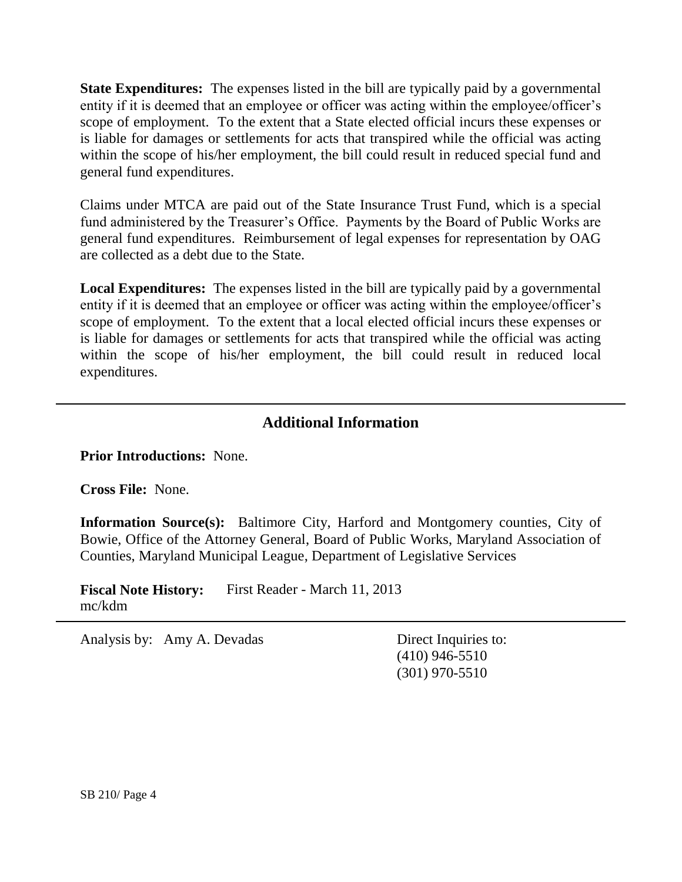**State Expenditures:** The expenses listed in the bill are typically paid by a governmental entity if it is deemed that an employee or officer was acting within the employee/officer's scope of employment. To the extent that a State elected official incurs these expenses or is liable for damages or settlements for acts that transpired while the official was acting within the scope of his/her employment, the bill could result in reduced special fund and general fund expenditures.

Claims under MTCA are paid out of the State Insurance Trust Fund, which is a special fund administered by the Treasurer's Office. Payments by the Board of Public Works are general fund expenditures. Reimbursement of legal expenses for representation by OAG are collected as a debt due to the State.

**Local Expenditures:** The expenses listed in the bill are typically paid by a governmental entity if it is deemed that an employee or officer was acting within the employee/officer's scope of employment. To the extent that a local elected official incurs these expenses or is liable for damages or settlements for acts that transpired while the official was acting within the scope of his/her employment, the bill could result in reduced local expenditures.

## Additional Information

**Prior Introductions:** None.

**Cross File:** None.

**Information Source(s):** Baltimore City, Harford and Montgomery counties, City of Bowie, Office of the Attorney General, Board of Public Works, Maryland Association of Counties, Maryland Municipal League, Department of Legislative Services

**Fiscal Note History:** First Reader - March 11, 2013
mc/kdm

Analysis by: Amy A. Devadas

Direct Inquiries to:
(410) 946-5510
(301) 970-5510